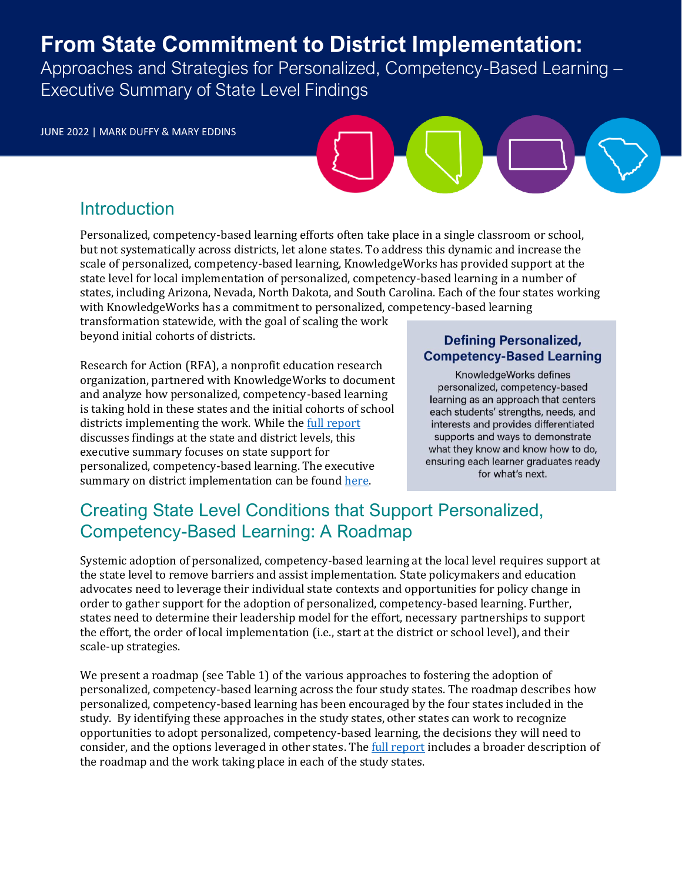# From State Commitment to District Implementation:

Approaches and Strategies for Personalized, Competency-Based Learning – Executive Summary of State Level Findings

JUNE 2022 | MARK DUFFY & MARY EDDINS

## Introduction

Personalized, competency-based learning efforts often take place in a single classroom or school, but not systematically across districts, let alone states. To address this dynamic and increase the scale of personalized, competency-based learning, KnowledgeWorks has provided support at the state level for local implementation of personalized, competency-based learning in a number of states, including Arizona, Nevada, North Dakota, and South Carolina. Each of the four states working with KnowledgeWorks has a commitment to personalized, competency-based learning transformation statewide, with the goal of scaling the work beyond initial cohorts of districts.

Research for Action (RFA), a nonprofit education research organization, partnered with KnowledgeWorks to document and analyze how personalized, competency-based learning is taking hold in these states and the initial cohorts of school districts implementing the work. While the full report discusses findings at the state and district levels, this executive summary focuses on state support for personalized, competency-based learning. The executive summary on district implementation can be found here.

> **Defining Personalized, Competency-Based Learning**
>
> KnowledgeWorks defines personalized, competency-based learning as an approach that centers each students' strengths, needs, and interests and provides differentiated supports and ways to demonstrate what they know and know how to do, ensuring each learner graduates ready for what's next.

## Creating State Level Conditions that Support Personalized, Competency-Based Learning: A Roadmap

Systemic adoption of personalized, competency-based learning at the local level requires support at the state level to remove barriers and assist implementation. State policymakers and education advocates need to leverage their individual state contexts and opportunities for policy change in order to gather support for the adoption of personalized, competency-based learning. Further, states need to determine their leadership model for the effort, necessary partnerships to support the effort, the order of local implementation (i.e., start at the district or school level), and their scale-up strategies.

We present a roadmap (see Table 1) of the various approaches to fostering the adoption of personalized, competency-based learning across the four study states. The roadmap describes how personalized, competency-based learning has been encouraged by the four states included in the study. By identifying these approaches in the study states, other states can work to recognize opportunities to adopt personalized, competency-based learning, the decisions they will need to consider, and the options leveraged in other states. The full report includes a broader description of the roadmap and the work taking place in each of the study states.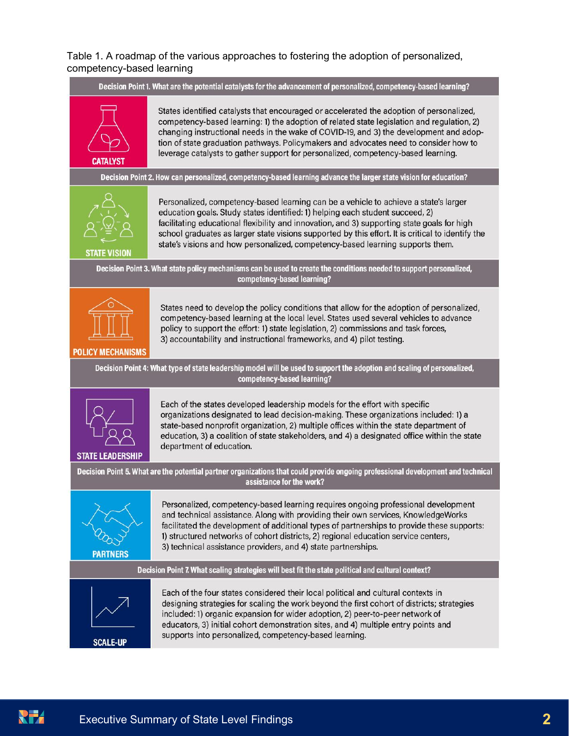Table 1. A roadmap of the various approaches to fostering the adoption of personalized, competency-based learning

**Decision Point 1. What are the potential catalysts for the advancement of personalized, competency-based learning?**

**CATALYST**

States identified catalysts that encouraged or accelerated the adoption of personalized, competency-based learning: 1) the adoption of related state legislation and regulation, 2) changing instructional needs in the wake of COVID-19, and 3) the development and adoption of state graduation pathways. Policymakers and advocates need to consider how to leverage catalysts to gather support for personalized, competency-based learning.

**Decision Point 2. How can personalized, competency-based learning advance the larger state vision for education?**

**STATE VISION**

Personalized, competency-based learning can be a vehicle to achieve a state's larger education goals. Study states identified: 1) helping each student succeed, 2) facilitating educational flexibility and innovation, and 3) supporting state goals for high school graduates as larger state visions supported by this effort. It is critical to identify the state's visions and how personalized, competency-based learning supports them.

**Decision Point 3. What state policy mechanisms can be used to create the conditions needed to support personalized, competency-based learning?**

**POLICY MECHANISMS**

States need to develop the policy conditions that allow for the adoption of personalized, competency-based learning at the local level. States used several vehicles to advance policy to support the effort: 1) state legislation, 2) commissions and task forces, 3) accountability and instructional frameworks, and 4) pilot testing.

**Decision Point 4: What type of state leadership model will be used to support the adoption and scaling of personalized, competency-based learning?**

**STATE LEADERSHIP**

Each of the states developed leadership models for the effort with specific organizations designated to lead decision-making. These organizations included: 1) a state-based nonprofit organization, 2) multiple offices within the state department of education, 3) a coalition of state stakeholders, and 4) a designated office within the state department of education.

**Decision Point 5. What are the potential partner organizations that could provide ongoing professional development and technical assistance for the work?**

**PARTNERS**

Personalized, competency-based learning requires ongoing professional development and technical assistance. Along with providing their own services, KnowledgeWorks facilitated the development of additional types of partnerships to provide these supports: 1) structured networks of cohort districts, 2) regional education service centers, 3) technical assistance providers, and 4) state partnerships.

**Decision Point 7. What scaling strategies will best fit the state political and cultural context?**

**SCALE-UP**

Each of the four states considered their local political and cultural contexts in designing strategies for scaling the work beyond the first cohort of districts; strategies included: 1) organic expansion for wider adoption, 2) peer-to-peer network of educators, 3) initial cohort demonstration sites, and 4) multiple entry points and supports into personalized, competency-based learning.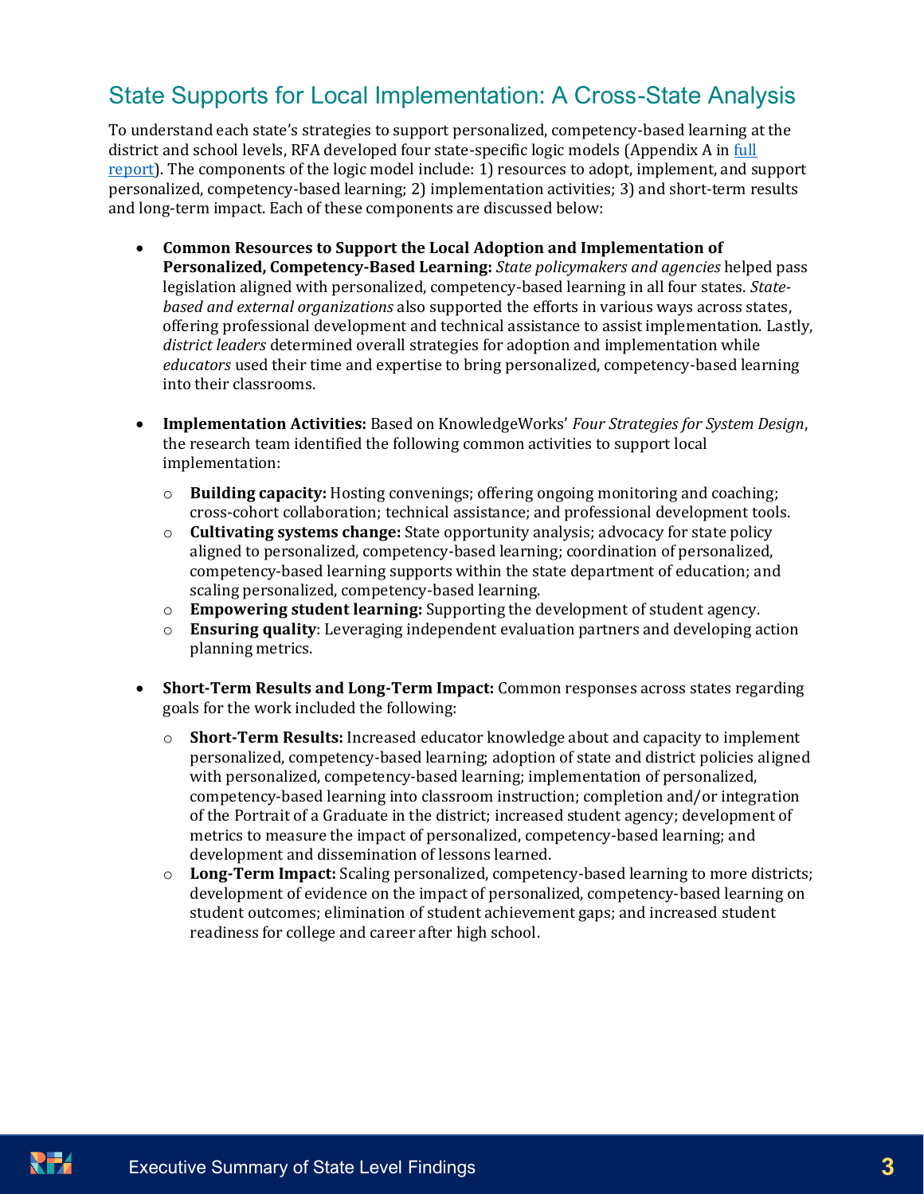## State Supports for Local Implementation: A Cross-State Analysis

To understand each state's strategies to support personalized, competency-based learning at the district and school levels, RFA developed four state-specific logic models (Appendix A in [full report]). The components of the logic model include: 1) resources to adopt, implement, and support personalized, competency-based learning; 2) implementation activities; 3) and short-term results and long-term impact. Each of these components are discussed below:

- **Common Resources to Support the Local Adoption and Implementation of Personalized, Competency-Based Learning:** *State policymakers and agencies* helped pass legislation aligned with personalized, competency-based learning in all four states. *State-based and external organizations* also supported the efforts in various ways across states, offering professional development and technical assistance to assist implementation. Lastly, *district leaders* determined overall strategies for adoption and implementation while *educators* used their time and expertise to bring personalized, competency-based learning into their classrooms.

- **Implementation Activities:** Based on KnowledgeWorks' *Four Strategies for System Design*, the research team identified the following common activities to support local implementation:
  - **Building capacity:** Hosting convenings; offering ongoing monitoring and coaching; cross-cohort collaboration; technical assistance; and professional development tools.
  - **Cultivating systems change:** State opportunity analysis; advocacy for state policy aligned to personalized, competency-based learning; coordination of personalized, competency-based learning supports within the state department of education; and scaling personalized, competency-based learning.
  - **Empowering student learning:** Supporting the development of student agency.
  - **Ensuring quality**: Leveraging independent evaluation partners and developing action planning metrics.

- **Short-Term Results and Long-Term Impact:** Common responses across states regarding goals for the work included the following:
  - **Short-Term Results:** Increased educator knowledge about and capacity to implement personalized, competency-based learning; adoption of state and district policies aligned with personalized, competency-based learning; implementation of personalized, competency-based learning into classroom instruction; completion and/or integration of the Portrait of a Graduate in the district; increased student agency; development of metrics to measure the impact of personalized, competency-based learning; and development and dissemination of lessons learned.
  - **Long-Term Impact:** Scaling personalized, competency-based learning to more districts; development of evidence on the impact of personalized, competency-based learning on student outcomes; elimination of student achievement gaps; and increased student readiness for college and career after high school.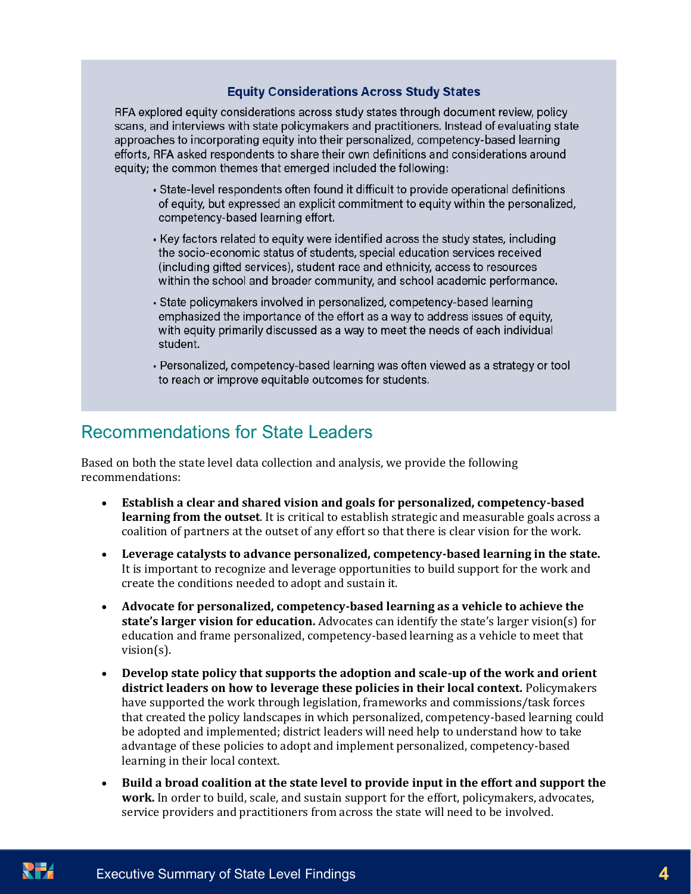### Equity Considerations Across Study States

RFA explored equity considerations across study states through document review, policy scans, and interviews with state policymakers and practitioners. Instead of evaluating state approaches to incorporating equity into their personalized, competency-based learning efforts, RFA asked respondents to share their own definitions and considerations around equity; the common themes that emerged included the following:

- State-level respondents often found it difficult to provide operational definitions of equity, but expressed an explicit commitment to equity within the personalized, competency-based learning effort.
- Key factors related to equity were identified across the study states, including the socio-economic status of students, special education services received (including gifted services), student race and ethnicity, access to resources within the school and broader community, and school academic performance.
- State policymakers involved in personalized, competency-based learning emphasized the importance of the effort as a way to address issues of equity, with equity primarily discussed as a way to meet the needs of each individual student.
- Personalized, competency-based learning was often viewed as a strategy or tool to reach or improve equitable outcomes for students.

## Recommendations for State Leaders

Based on both the state level data collection and analysis, we provide the following recommendations:

- **Establish a clear and shared vision and goals for personalized, competency-based learning from the outset**. It is critical to establish strategic and measurable goals across a coalition of partners at the outset of any effort so that there is clear vision for the work.
- **Leverage catalysts to advance personalized, competency-based learning in the state.** It is important to recognize and leverage opportunities to build support for the work and create the conditions needed to adopt and sustain it.
- **Advocate for personalized, competency-based learning as a vehicle to achieve the state's larger vision for education.** Advocates can identify the state's larger vision(s) for education and frame personalized, competency-based learning as a vehicle to meet that vision(s).
- **Develop state policy that supports the adoption and scale-up of the work and orient district leaders on how to leverage these policies in their local context.** Policymakers have supported the work through legislation, frameworks and commissions/task forces that created the policy landscapes in which personalized, competency-based learning could be adopted and implemented; district leaders will need help to understand how to take advantage of these policies to adopt and implement personalized, competency-based learning in their local context.
- **Build a broad coalition at the state level to provide input in the effort and support the work.** In order to build, scale, and sustain support for the effort, policymakers, advocates, service providers and practitioners from across the state will need to be involved.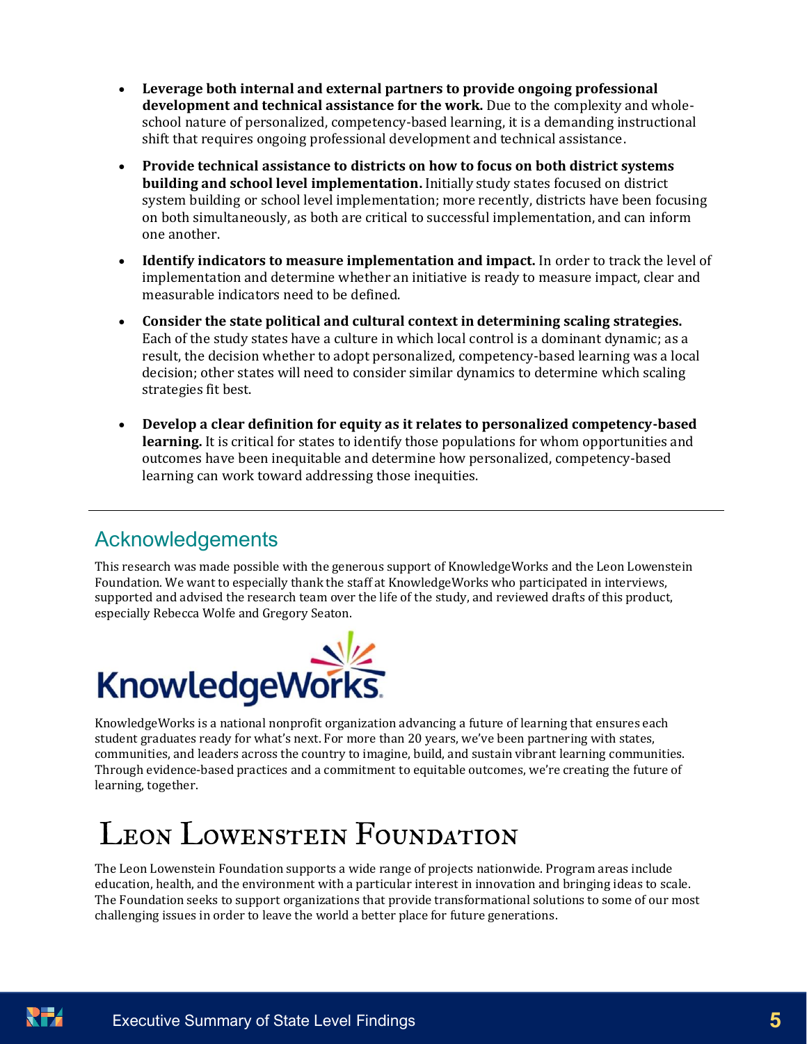- **Leverage both internal and external partners to provide ongoing professional development and technical assistance for the work.** Due to the complexity and whole-school nature of personalized, competency-based learning, it is a demanding instructional shift that requires ongoing professional development and technical assistance.
- **Provide technical assistance to districts on how to focus on both district systems building and school level implementation.** Initially study states focused on district system building or school level implementation; more recently, districts have been focusing on both simultaneously, as both are critical to successful implementation, and can inform one another.
- **Identify indicators to measure implementation and impact.** In order to track the level of implementation and determine whether an initiative is ready to measure impact, clear and measurable indicators need to be defined.
- **Consider the state political and cultural context in determining scaling strategies.** Each of the study states have a culture in which local control is a dominant dynamic; as a result, the decision whether to adopt personalized, competency-based learning was a local decision; other states will need to consider similar dynamics to determine which scaling strategies fit best.
- **Develop a clear definition for equity as it relates to personalized competency-based learning.** It is critical for states to identify those populations for whom opportunities and outcomes have been inequitable and determine how personalized, competency-based learning can work toward addressing those inequities.

---

## Acknowledgements

This research was made possible with the generous support of KnowledgeWorks and the Leon Lowenstein Foundation. We want to especially thank the staff at KnowledgeWorks who participated in interviews, supported and advised the research team over the life of the study, and reviewed drafts of this product, especially Rebecca Wolfe and Gregory Seaton.

KnowledgeWorks

KnowledgeWorks is a national nonprofit organization advancing a future of learning that ensures each student graduates ready for what's next. For more than 20 years, we've been partnering with states, communities, and leaders across the country to imagine, build, and sustain vibrant learning communities. Through evidence-based practices and a commitment to equitable outcomes, we're creating the future of learning, together.

Leon Lowenstein Foundation

The Leon Lowenstein Foundation supports a wide range of projects nationwide. Program areas include education, health, and the environment with a particular interest in innovation and bringing ideas to scale. The Foundation seeks to support organizations that provide transformational solutions to some of our most challenging issues in order to leave the world a better place for future generations.